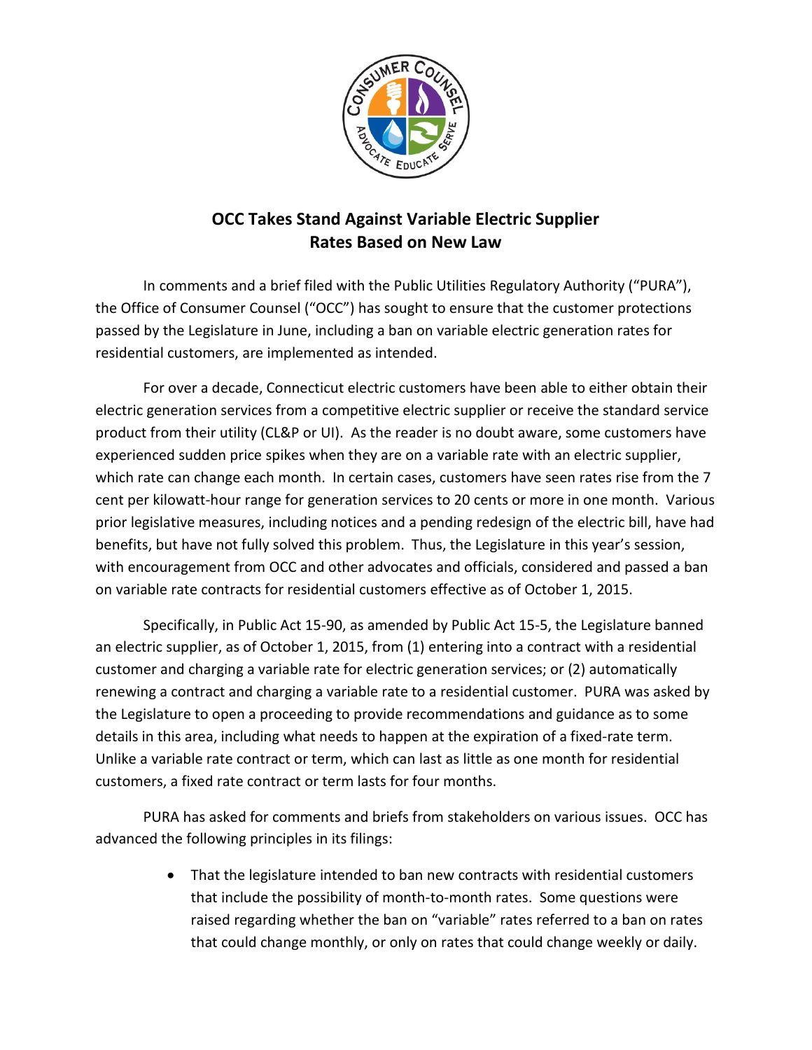# OCC Takes Stand Against Variable Electric Supplier Rates Based on New Law

In comments and a brief filed with the Public Utilities Regulatory Authority ("PURA"), the Office of Consumer Counsel ("OCC") has sought to ensure that the customer protections passed by the Legislature in June, including a ban on variable electric generation rates for residential customers, are implemented as intended.

For over a decade, Connecticut electric customers have been able to either obtain their electric generation services from a competitive electric supplier or receive the standard service product from their utility (CL&P or UI). As the reader is no doubt aware, some customers have experienced sudden price spikes when they are on a variable rate with an electric supplier, which rate can change each month. In certain cases, customers have seen rates rise from the 7 cent per kilowatt-hour range for generation services to 20 cents or more in one month. Various prior legislative measures, including notices and a pending redesign of the electric bill, have had benefits, but have not fully solved this problem. Thus, the Legislature in this year's session, with encouragement from OCC and other advocates and officials, considered and passed a ban on variable rate contracts for residential customers effective as of October 1, 2015.

Specifically, in Public Act 15-90, as amended by Public Act 15-5, the Legislature banned an electric supplier, as of October 1, 2015, from (1) entering into a contract with a residential customer and charging a variable rate for electric generation services; or (2) automatically renewing a contract and charging a variable rate to a residential customer. PURA was asked by the Legislature to open a proceeding to provide recommendations and guidance as to some details in this area, including what needs to happen at the expiration of a fixed-rate term. Unlike a variable rate contract or term, which can last as little as one month for residential customers, a fixed rate contract or term lasts for four months.

PURA has asked for comments and briefs from stakeholders on various issues. OCC has advanced the following principles in its filings:

- That the legislature intended to ban new contracts with residential customers that include the possibility of month-to-month rates. Some questions were raised regarding whether the ban on "variable" rates referred to a ban on rates that could change monthly, or only on rates that could change weekly or daily.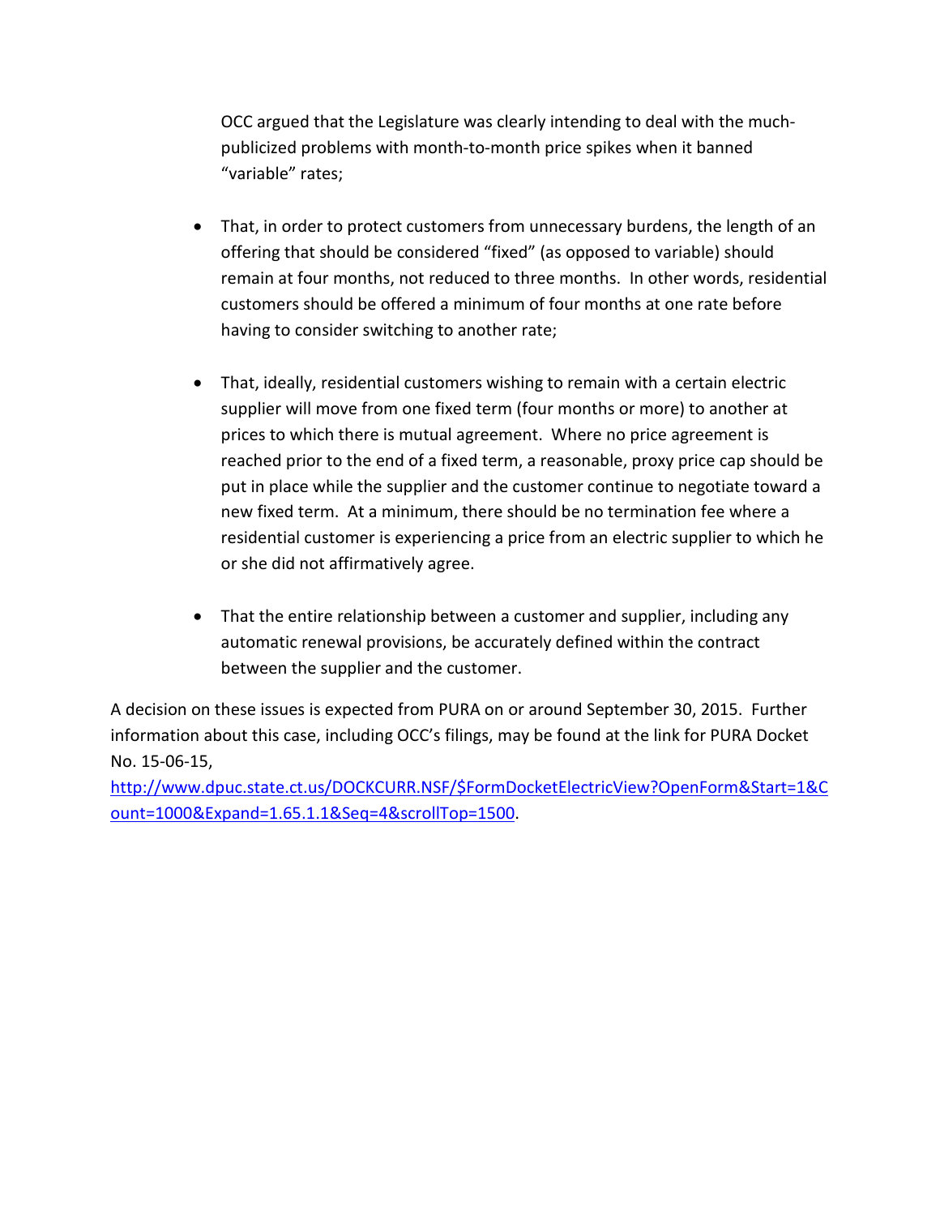OCC argued that the Legislature was clearly intending to deal with the much-publicized problems with month-to-month price spikes when it banned "variable" rates;

- That, in order to protect customers from unnecessary burdens, the length of an offering that should be considered "fixed" (as opposed to variable) should remain at four months, not reduced to three months. In other words, residential customers should be offered a minimum of four months at one rate before having to consider switching to another rate;

- That, ideally, residential customers wishing to remain with a certain electric supplier will move from one fixed term (four months or more) to another at prices to which there is mutual agreement. Where no price agreement is reached prior to the end of a fixed term, a reasonable, proxy price cap should be put in place while the supplier and the customer continue to negotiate toward a new fixed term. At a minimum, there should be no termination fee where a residential customer is experiencing a price from an electric supplier to which he or she did not affirmatively agree.

- That the entire relationship between a customer and supplier, including any automatic renewal provisions, be accurately defined within the contract between the supplier and the customer.

A decision on these issues is expected from PURA on or around September 30, 2015. Further information about this case, including OCC's filings, may be found at the link for PURA Docket No. 15-06-15, http://www.dpuc.state.ct.us/DOCKCURR.NSF/$FormDocketElectricView?OpenForm&Start=1&Count=1000&Expand=1.65.1.1&Seq=4&scrollTop=1500.